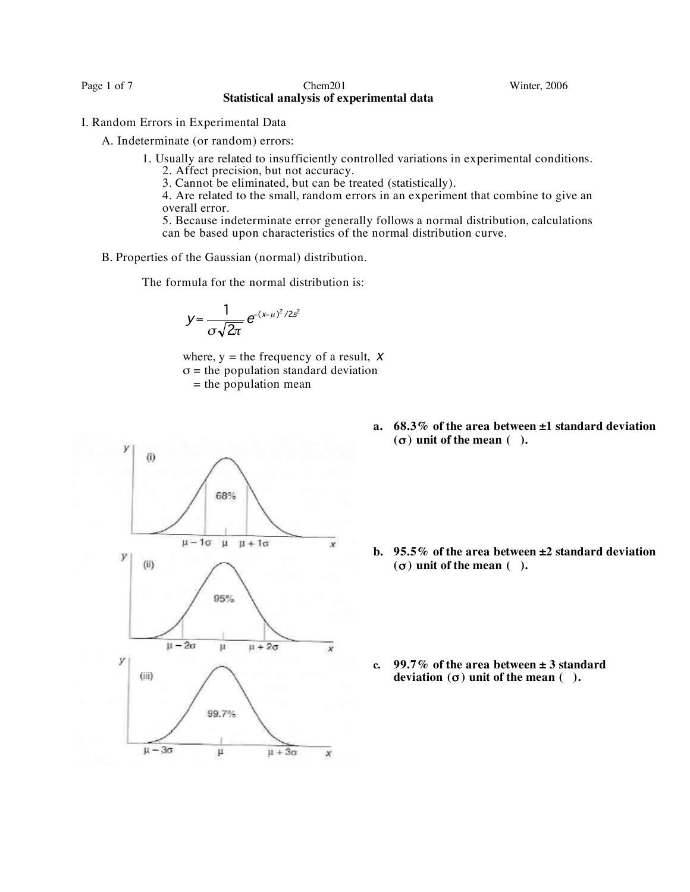## Statistical analysis of experimental data

I. Random Errors in Experimental Data

A. Indeterminate (or random) errors:

1. Usually are related to insufficiently controlled variations in experimental conditions.
2. Affect precision, but not accuracy.
3. Cannot be eliminated, but can be treated (statistically).
4. Are related to the small, random errors in an experiment that combine to give an overall error.
5. Because indeterminate error generally follows a normal distribution, calculations can be based upon characteristics of the normal distribution curve.

B. Properties of the Gaussian (normal) distribution.

The formula for the normal distribution is:

$$y = \frac{1}{\sigma\sqrt{2\pi}} e^{-(x-\mu)^2/2s^2}$$

where, y = the frequency of a result, $x$
$\sigma$ = the population standard deviation
= the population mean

**a. 68.3% of the area between ±1 standard deviation ($\sigma$) unit of the mean ( ).**

**b. 95.5% of the area between ±2 standard deviation ($\sigma$) unit of the mean ( ).**

**c. 99.7% of the area between ± 3 standard deviation ($\sigma$) unit of the mean ( ).**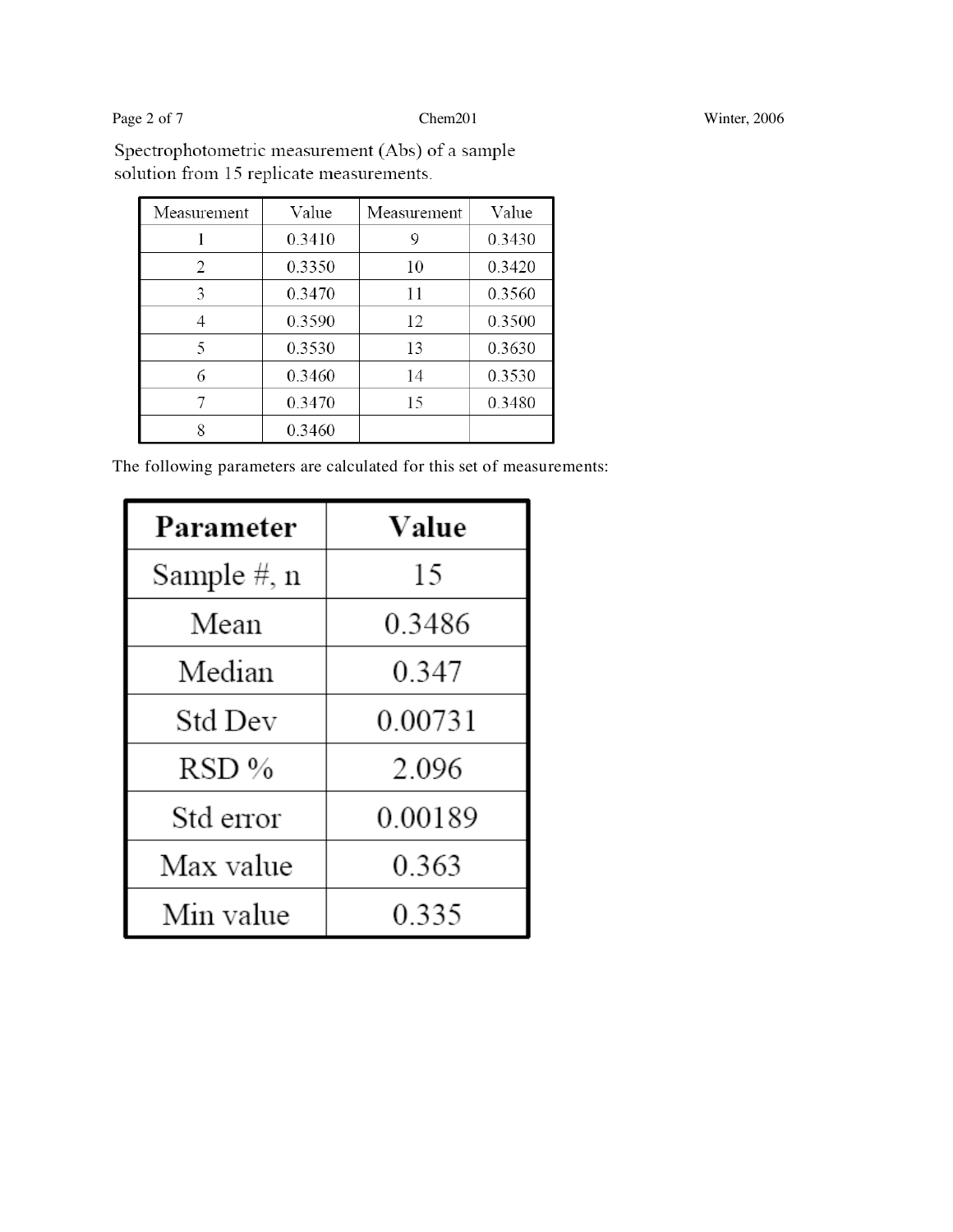Spectrophotometric measurement (Abs) of a sample solution from 15 replicate measurements.

| Measurement | Value | Measurement | Value |
|---|---|---|---|
| 1 | 0.3410 | 9 | 0.3430 |
| 2 | 0.3350 | 10 | 0.3420 |
| 3 | 0.3470 | 11 | 0.3560 |
| 4 | 0.3590 | 12 | 0.3500 |
| 5 | 0.3530 | 13 | 0.3630 |
| 6 | 0.3460 | 14 | 0.3530 |
| 7 | 0.3470 | 15 | 0.3480 |
| 8 | 0.3460 | | |

The following parameters are calculated for this set of measurements:

| Parameter | Value |
|---|---|
| Sample #, n | 15 |
| Mean | 0.3486 |
| Median | 0.347 |
| Std Dev | 0.00731 |
| RSD % | 2.096 |
| Std error | 0.00189 |
| Max value | 0.363 |
| Min value | 0.335 |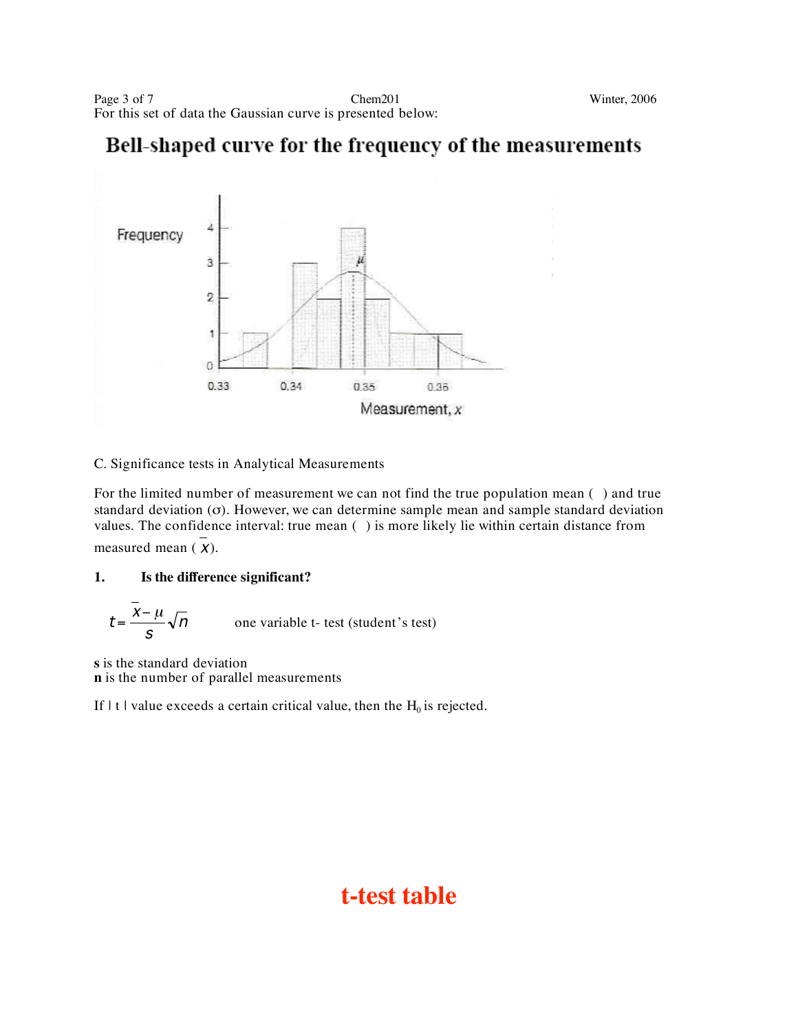For this set of data the Gaussian curve is presented below:

## Bell-shaped curve for the frequency of the measurements

C. Significance tests in Analytical Measurements

For the limited number of measurement we can not find the true population mean ( ) and true standard deviation (σ). However, we can determine sample mean and sample standard deviation values. The confidence interval: true mean ( ) is more likely lie within certain distance from measured mean ( $\bar{x}$).

**1. Is the difference significant?**

$$t = \frac{\bar{x} - \mu}{s}\sqrt{n}$$

one variable t- test (student's test)

**s** is the standard deviation
**n** is the number of parallel measurements

If | t | value exceeds a certain critical value, then the $H_0$ is rejected.

## t-test table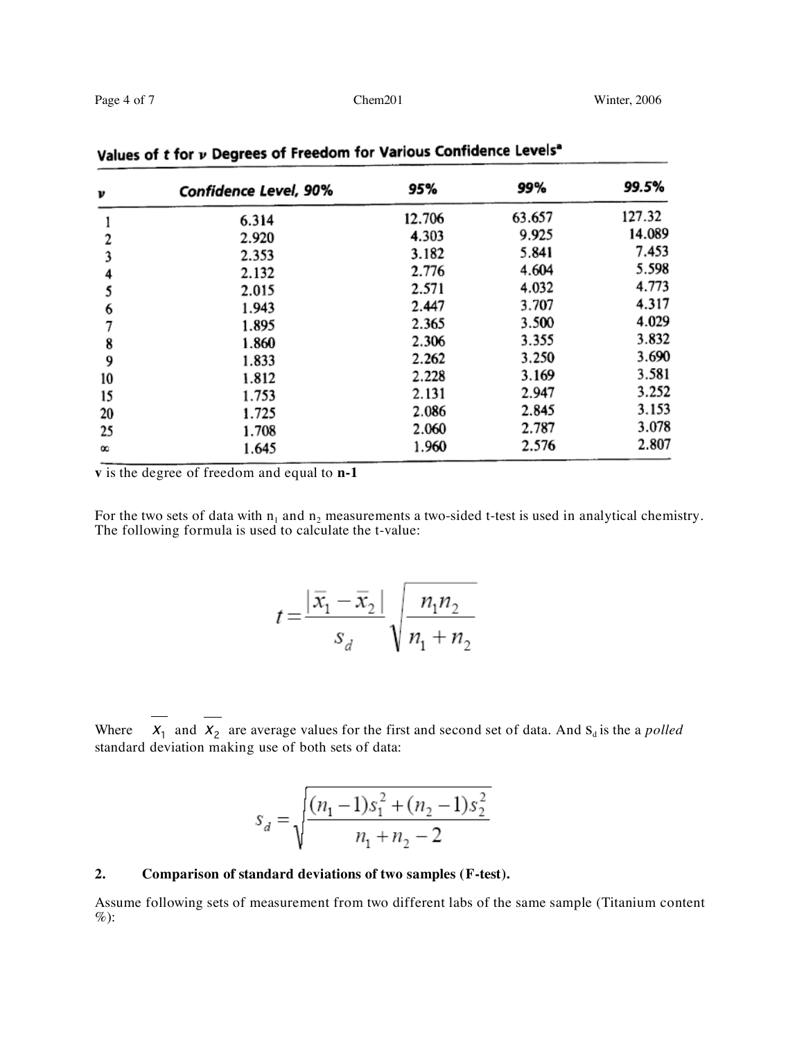**Values of $t$ for $\nu$ Degrees of Freedom for Various Confidence Levels[a]**

| $\nu$ | Confidence Level, 90% | 95% | 99% | 99.5% |
|---|---|---|---|---|
| 1 | 6.314 | 12.706 | 63.657 | 127.32 |
| 2 | 2.920 | 4.303 | 9.925 | 14.089 |
| 3 | 2.353 | 3.182 | 5.841 | 7.453 |
| 4 | 2.132 | 2.776 | 4.604 | 5.598 |
| 5 | 2.015 | 2.571 | 4.032 | 4.773 |
| 6 | 1.943 | 2.447 | 3.707 | 4.317 |
| 7 | 1.895 | 2.365 | 3.500 | 4.029 |
| 8 | 1.860 | 2.306 | 3.355 | 3.832 |
| 9 | 1.833 | 2.262 | 3.250 | 3.690 |
| 10 | 1.812 | 2.228 | 3.169 | 3.581 |
| 15 | 1.753 | 2.131 | 2.947 | 3.252 |
| 20 | 1.725 | 2.086 | 2.845 | 3.153 |
| 25 | 1.708 | 2.060 | 2.787 | 3.078 |
| $\infty$ | 1.645 | 1.960 | 2.576 | 2.807 |

**v** is the degree of freedom and equal to **n-1**

For the two sets of data with $n_1$ and $n_2$ measurements a two-sided t-test is used in analytical chemistry. The following formula is used to calculate the t-value:

$$t = \frac{|\bar{x}_1 - \bar{x}_2|}{s_d}\sqrt{\frac{n_1 n_2}{n_1 + n_2}}$$

Where $\bar{x}_1$ and $\bar{x}_2$ are average values for the first and second set of data. And $S_d$ is the a *polled* standard deviation making use of both sets of data:

$$s_d = \sqrt{\frac{(n_1 - 1)s_1^2 + (n_2 - 1)s_2^2}{n_1 + n_2 - 2}}$$

## 2. Comparison of standard deviations of two samples (F-test).

Assume following sets of measurement from two different labs of the same sample (Titanium content %):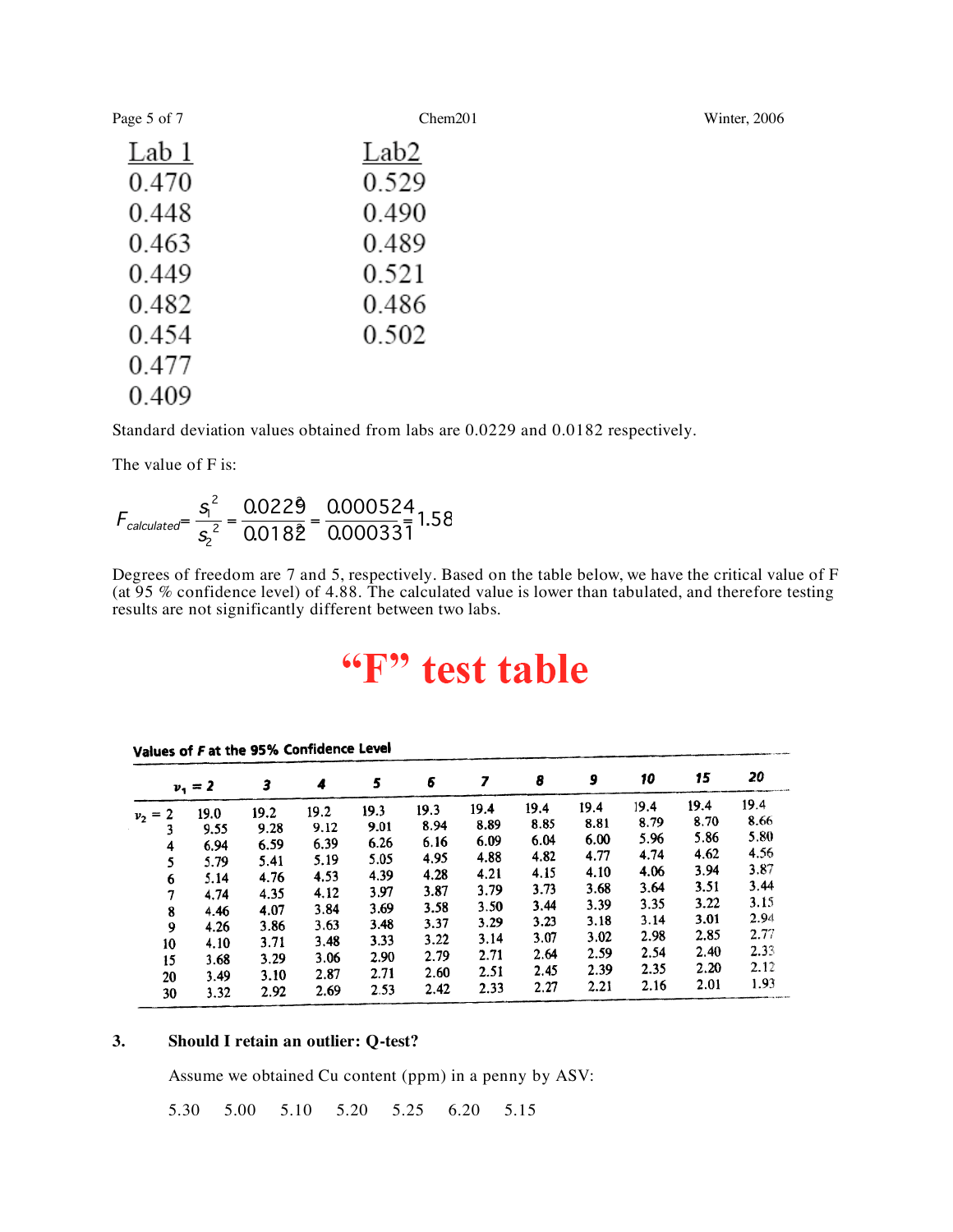| Lab 1 | Lab2 |
|---|---|
| 0.470 | 0.529 |
| 0.448 | 0.490 |
| 0.463 | 0.489 |
| 0.449 | 0.521 |
| 0.482 | 0.486 |
| 0.454 | 0.502 |
| 0.477 | |
| 0.409 | |

Standard deviation values obtained from labs are 0.0229 and 0.0182 respectively.

The value of F is:

$$F_{calculated} = \frac{s_1^2}{s_2^2} = \frac{0.0229^2}{0.0182^2} = \frac{0.000524}{0.000331} = 1.58$$

Degrees of freedom are 7 and 5, respectively. Based on the table below, we have the critical value of F (at 95 % confidence level) of 4.88. The calculated value is lower than tabulated, and therefore testing results are not significantly different between two labs.

# "F" test table

**Values of *F* at the 95% Confidence Level**

| | $\nu_1 = 2$ | 3 | 4 | 5 | 6 | 7 | 8 | 9 | 10 | 15 | 20 |
|---|---|---|---|---|---|---|---|---|---|---|---|
| $\nu_2 = 2$ | 19.0 | 19.2 | 19.2 | 19.3 | 19.3 | 19.4 | 19.4 | 19.4 | 19.4 | 19.4 | 19.4 |
| 3 | 9.55 | 9.28 | 9.12 | 9.01 | 8.94 | 8.89 | 8.85 | 8.81 | 8.79 | 8.70 | 8.66 |
| 4 | 6.94 | 6.59 | 6.39 | 6.26 | 6.16 | 6.09 | 6.04 | 6.00 | 5.96 | 5.86 | 5.80 |
| 5 | 5.79 | 5.41 | 5.19 | 5.05 | 4.95 | 4.88 | 4.82 | 4.77 | 4.74 | 4.62 | 4.56 |
| 6 | 5.14 | 4.76 | 4.53 | 4.39 | 4.28 | 4.21 | 4.15 | 4.10 | 4.06 | 3.94 | 3.87 |
| 7 | 4.74 | 4.35 | 4.12 | 3.97 | 3.87 | 3.79 | 3.73 | 3.68 | 3.64 | 3.51 | 3.44 |
| 8 | 4.46 | 4.07 | 3.84 | 3.69 | 3.58 | 3.50 | 3.44 | 3.39 | 3.35 | 3.22 | 3.15 |
| 9 | 4.26 | 3.86 | 3.63 | 3.48 | 3.37 | 3.29 | 3.23 | 3.18 | 3.14 | 3.01 | 2.94 |
| 10 | 4.10 | 3.71 | 3.48 | 3.33 | 3.22 | 3.14 | 3.07 | 3.02 | 2.98 | 2.85 | 2.77 |
| 15 | 3.68 | 3.29 | 3.06 | 2.90 | 2.79 | 2.71 | 2.64 | 2.59 | 2.54 | 2.40 | 2.33 |
| 20 | 3.49 | 3.10 | 2.87 | 2.71 | 2.60 | 2.51 | 2.45 | 2.39 | 2.35 | 2.20 | 2.12 |
| 30 | 3.32 | 2.92 | 2.69 | 2.53 | 2.42 | 2.33 | 2.27 | 2.21 | 2.16 | 2.01 | 1.93 |

### 3. Should I retain an outlier: Q-test?

Assume we obtained Cu content (ppm) in a penny by ASV:

5.30  5.00  5.10  5.20  5.25  6.20  5.15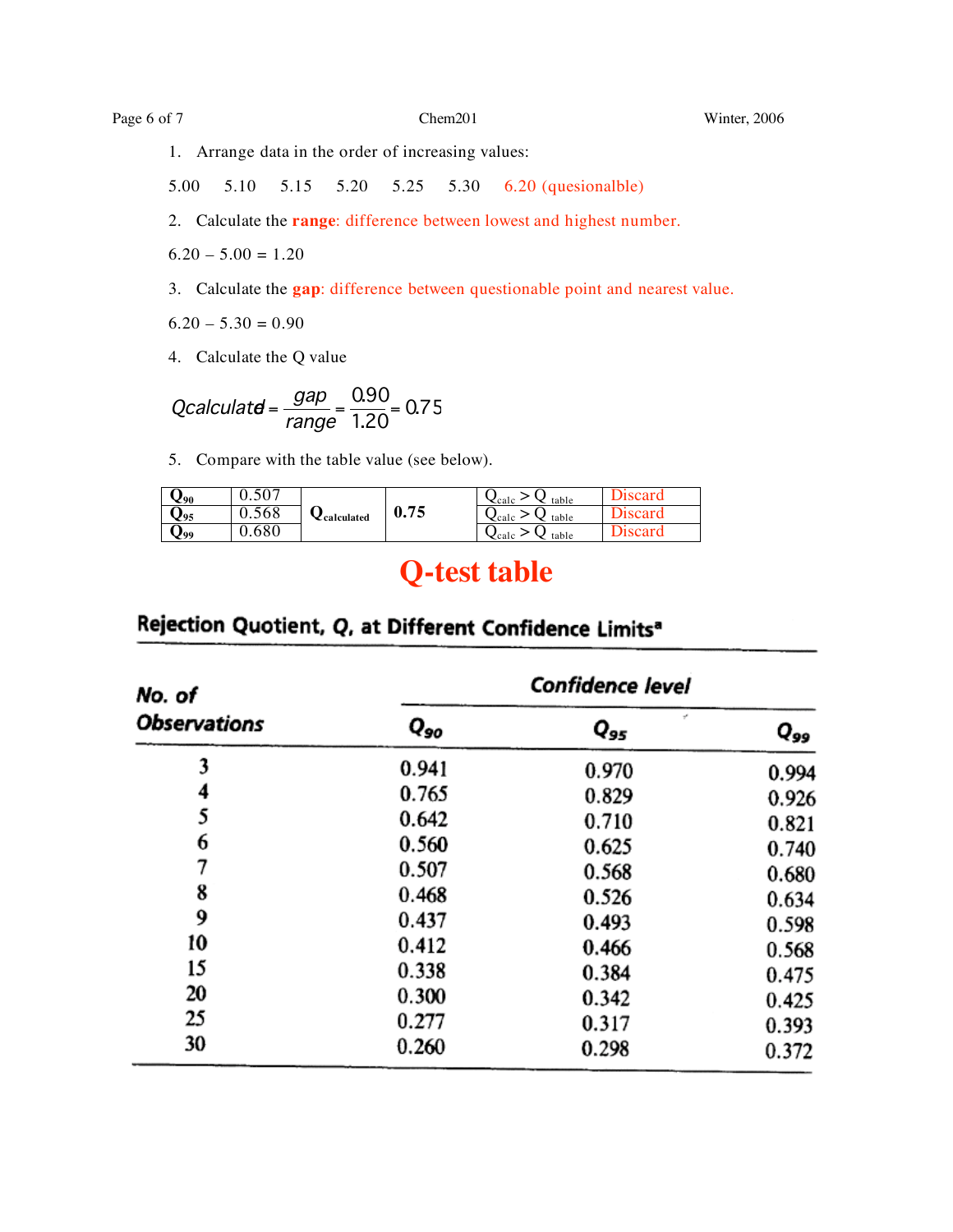1. Arrange data in the order of increasing values:

5.00 5.10 5.15 5.20 5.25 5.30 6.20 (quesionalble)

2. Calculate the **range**: difference between lowest and highest number.

6.20 – 5.00 = 1.20

3. Calculate the **gap**: difference between questionable point and nearest value.

6.20 – 5.30 = 0.90

4. Calculate the Q value

$$Qcalculated = \frac{gap}{range} = \frac{0.90}{1.20} = 0.75$$

5. Compare with the table value (see below).

| | | | | | |
|---|---|---|---|---|---|
| $Q_{90}$ | 0.507 | $Q_{calculated}$ | 0.75 | $Q_{calc} > Q_{table}$ | Discard |
| $Q_{95}$ | 0.568 | | | $Q_{calc} > Q_{table}$ | Discard |
| $Q_{99}$ | 0.680 | | | $Q_{calc} > Q_{table}$ | Discard |

# Q-test table

**Rejection Quotient, Q, at Different Confidence Limits[a]**

| No. of Observations | Confidence level | | |
|---|---|---|---|
| | $Q_{90}$ | $Q_{95}$ | $Q_{99}$ |
| 3 | 0.941 | 0.970 | 0.994 |
| 4 | 0.765 | 0.829 | 0.926 |
| 5 | 0.642 | 0.710 | 0.821 |
| 6 | 0.560 | 0.625 | 0.740 |
| 7 | 0.507 | 0.568 | 0.680 |
| 8 | 0.468 | 0.526 | 0.634 |
| 9 | 0.437 | 0.493 | 0.598 |
| 10 | 0.412 | 0.466 | 0.568 |
| 15 | 0.338 | 0.384 | 0.475 |
| 20 | 0.300 | 0.342 | 0.425 |
| 25 | 0.277 | 0.317 | 0.393 |
| 30 | 0.260 | 0.298 | 0.372 |